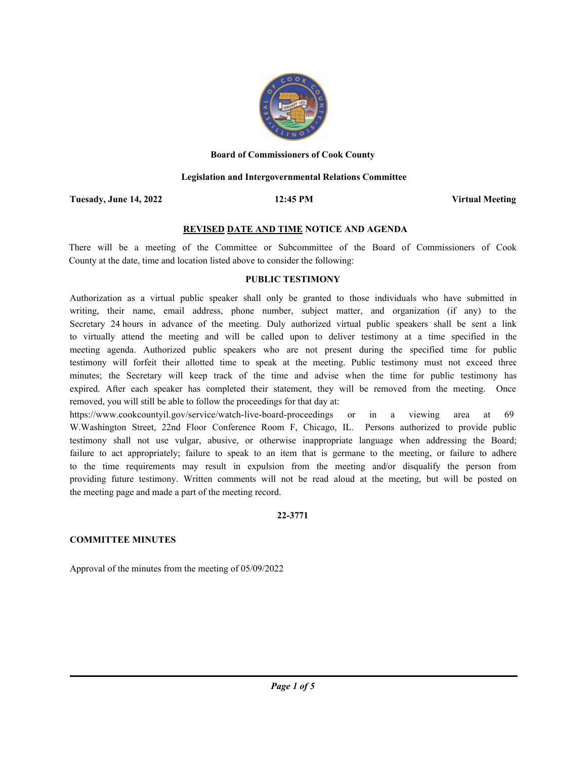**Board of Commissioners of Cook County**

**Legislation and Intergovernmental Relations Committee**

**Tuesday, June 14, 2022** | **12:45 PM** | **Virtual Meeting**

## REVISED DATE AND TIME NOTICE AND AGENDA

There will be a meeting of the Committee or Subcommittee of the Board of Commissioners of Cook County at the date, time and location listed above to consider the following:

### PUBLIC TESTIMONY

Authorization as a virtual public speaker shall only be granted to those individuals who have submitted in writing, their name, email address, phone number, subject matter, and organization (if any) to the Secretary 24 hours in advance of the meeting. Duly authorized virtual public speakers shall be sent a link to virtually attend the meeting and will be called upon to deliver testimony at a time specified in the meeting agenda. Authorized public speakers who are not present during the specified time for public testimony will forfeit their allotted time to speak at the meeting. Public testimony must not exceed three minutes; the Secretary will keep track of the time and advise when the time for public testimony has expired. After each speaker has completed their statement, they will be removed from the meeting. Once removed, you will still be able to follow the proceedings for that day at:
https://www.cookcountyil.gov/service/watch-live-board-proceedings or in a viewing area at 69 W.Washington Street, 22nd Floor Conference Room F, Chicago, IL. Persons authorized to provide public testimony shall not use vulgar, abusive, or otherwise inappropriate language when addressing the Board; failure to act appropriately; failure to speak to an item that is germane to the meeting, or failure to adhere to the time requirements may result in expulsion from the meeting and/or disqualify the person from providing future testimony. Written comments will not be read aloud at the meeting, but will be posted on the meeting page and made a part of the meeting record.

**22-3771**

**COMMITTEE MINUTES**

Approval of the minutes from the meeting of 05/09/2022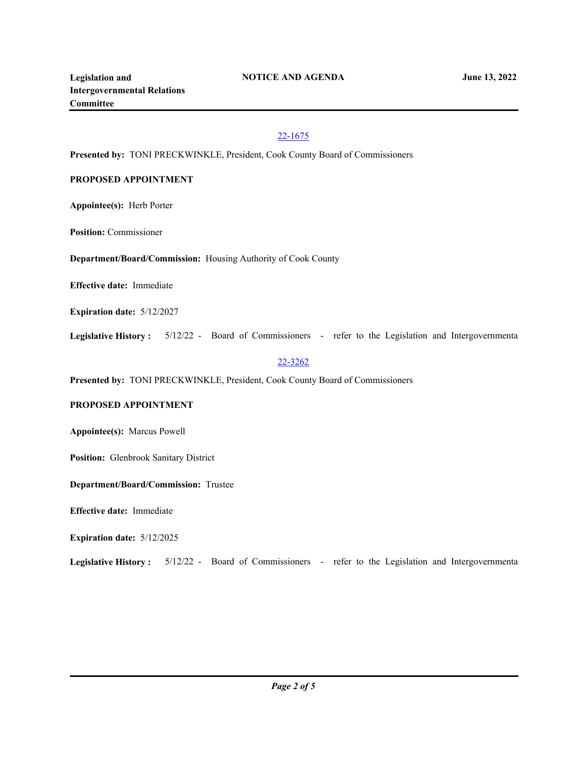[22-1675](22-1675)

**Presented by:** TONI PRECKWINKLE, President, Cook County Board of Commissioners

**PROPOSED APPOINTMENT**

**Appointee(s):** Herb Porter

**Position:** Commissioner

**Department/Board/Commission:** Housing Authority of Cook County

**Effective date:** Immediate

**Expiration date:** 5/12/2027

**Legislative History :** 5/12/22 - Board of Commissioners - refer to the Legislation and Intergovernmenta

[22-3262](22-3262)

**Presented by:** TONI PRECKWINKLE, President, Cook County Board of Commissioners

**PROPOSED APPOINTMENT**

**Appointee(s):** Marcus Powell

**Position:** Glenbrook Sanitary District

**Department/Board/Commission:** Trustee

**Effective date:** Immediate

**Expiration date:** 5/12/2025

**Legislative History :** 5/12/22 - Board of Commissioners - refer to the Legislation and Intergovernmenta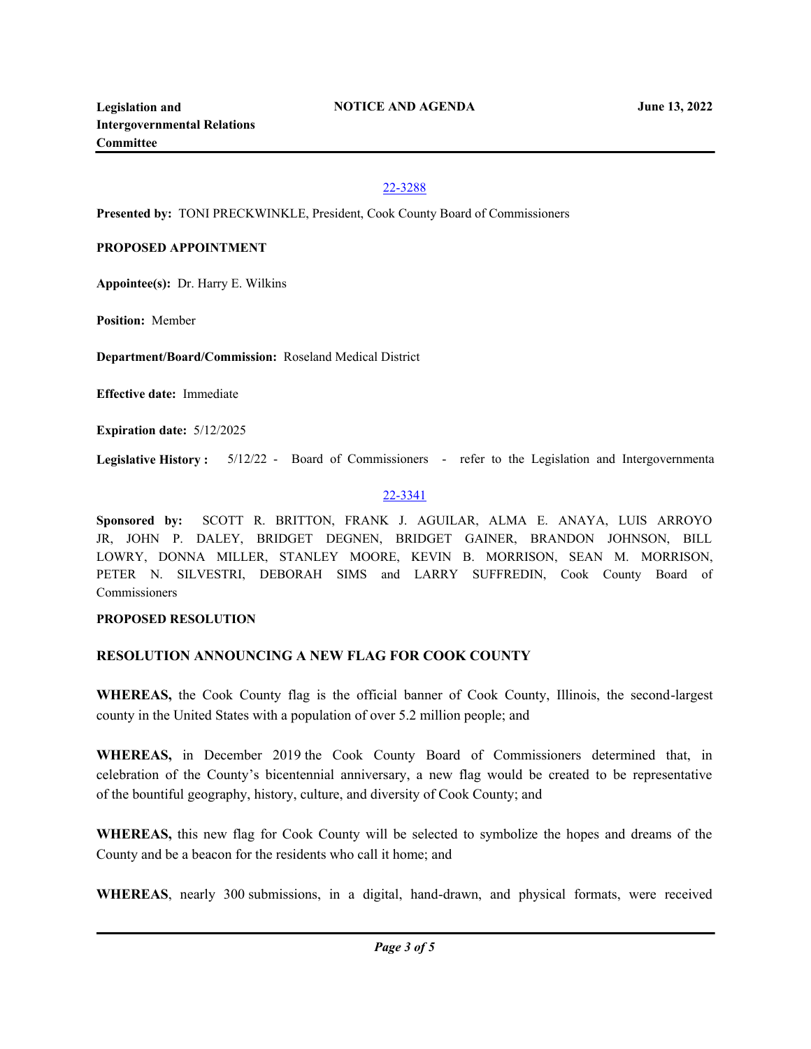[22-3288](22-3288)

**Presented by:** TONI PRECKWINKLE, President, Cook County Board of Commissioners

**PROPOSED APPOINTMENT**

**Appointee(s):** Dr. Harry E. Wilkins

**Position:** Member

**Department/Board/Commission:** Roseland Medical District

**Effective date:** Immediate

**Expiration date:** 5/12/2025

**Legislative History :** 5/12/22 - Board of Commissioners - refer to the Legislation and Intergovernmenta

[22-3341](22-3341)

**Sponsored by:** SCOTT R. BRITTON, FRANK J. AGUILAR, ALMA E. ANAYA, LUIS ARROYO JR, JOHN P. DALEY, BRIDGET DEGNEN, BRIDGET GAINER, BRANDON JOHNSON, BILL LOWRY, DONNA MILLER, STANLEY MOORE, KEVIN B. MORRISON, SEAN M. MORRISON, PETER N. SILVESTRI, DEBORAH SIMS and LARRY SUFFREDIN, Cook County Board of Commissioners

**PROPOSED RESOLUTION**

**RESOLUTION ANNOUNCING A NEW FLAG FOR COOK COUNTY**

**WHEREAS,** the Cook County flag is the official banner of Cook County, Illinois, the second-largest county in the United States with a population of over 5.2 million people; and

**WHEREAS,** in December 2019 the Cook County Board of Commissioners determined that, in celebration of the County's bicentennial anniversary, a new flag would be created to be representative of the bountiful geography, history, culture, and diversity of Cook County; and

**WHEREAS,** this new flag for Cook County will be selected to symbolize the hopes and dreams of the County and be a beacon for the residents who call it home; and

**WHEREAS**, nearly 300 submissions, in a digital, hand-drawn, and physical formats, were received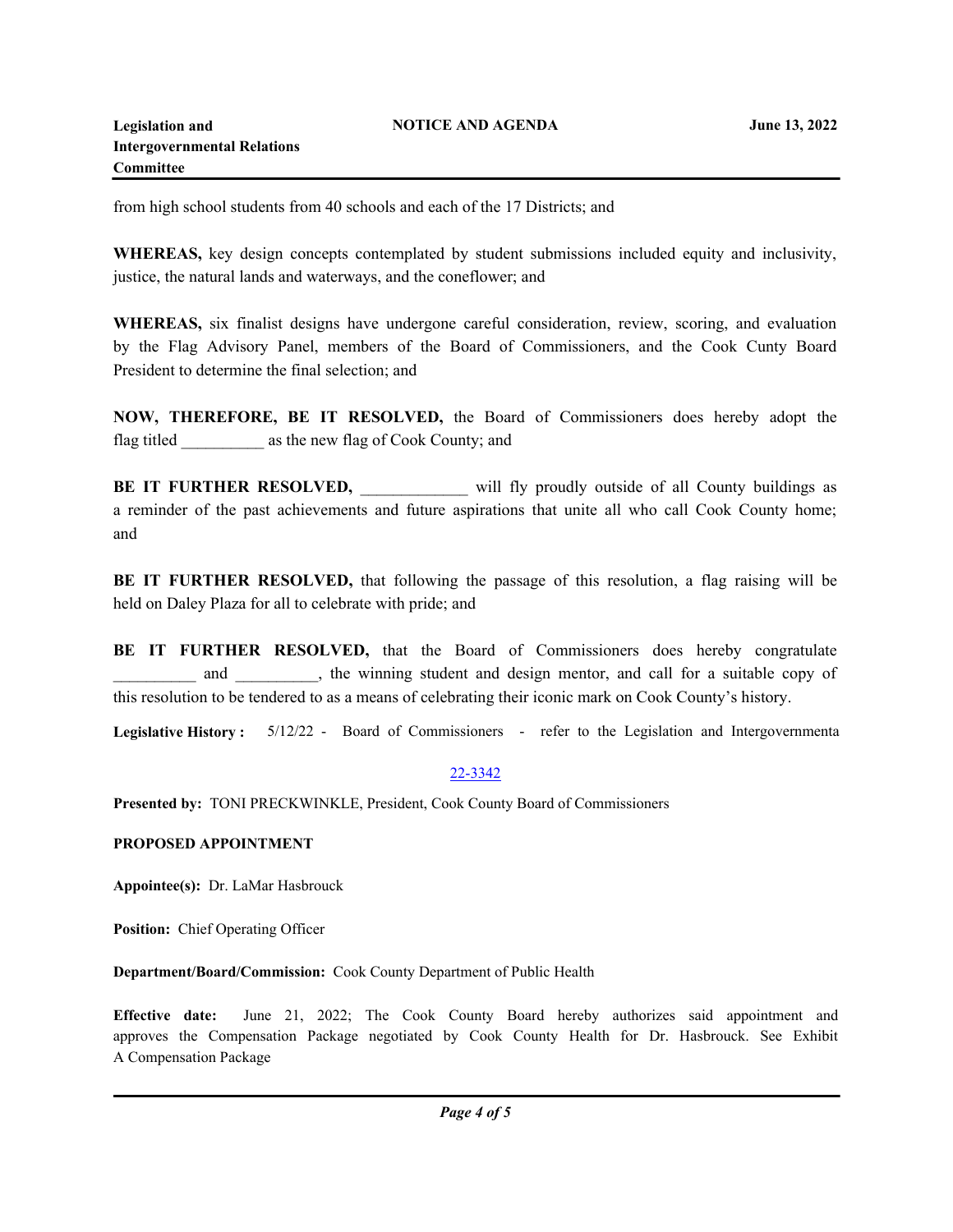from high school students from 40 schools and each of the 17 Districts; and

**WHEREAS,** key design concepts contemplated by student submissions included equity and inclusivity, justice, the natural lands and waterways, and the coneflower; and

**WHEREAS,** six finalist designs have undergone careful consideration, review, scoring, and evaluation by the Flag Advisory Panel, members of the Board of Commissioners, and the Cook Cunty Board President to determine the final selection; and

**NOW, THEREFORE, BE IT RESOLVED,** the Board of Commissioners does hereby adopt the flag titled __________ as the new flag of Cook County; and

**BE IT FURTHER RESOLVED,** _____________ will fly proudly outside of all County buildings as a reminder of the past achievements and future aspirations that unite all who call Cook County home; and

**BE IT FURTHER RESOLVED,** that following the passage of this resolution, a flag raising will be held on Daley Plaza for all to celebrate with pride; and

**BE IT FURTHER RESOLVED,** that the Board of Commissioners does hereby congratulate __________ and __________, the winning student and design mentor, and call for a suitable copy of this resolution to be tendered to as a means of celebrating their iconic mark on Cook County's history.

**Legislative History :** 5/12/22 - Board of Commissioners - refer to the Legislation and Intergovernmenta

22-3342

**Presented by:** TONI PRECKWINKLE, President, Cook County Board of Commissioners

**PROPOSED APPOINTMENT**

**Appointee(s):** Dr. LaMar Hasbrouck

**Position:** Chief Operating Officer

**Department/Board/Commission:** Cook County Department of Public Health

**Effective date:** June 21, 2022; The Cook County Board hereby authorizes said appointment and approves the Compensation Package negotiated by Cook County Health for Dr. Hasbrouck. See Exhibit A Compensation Package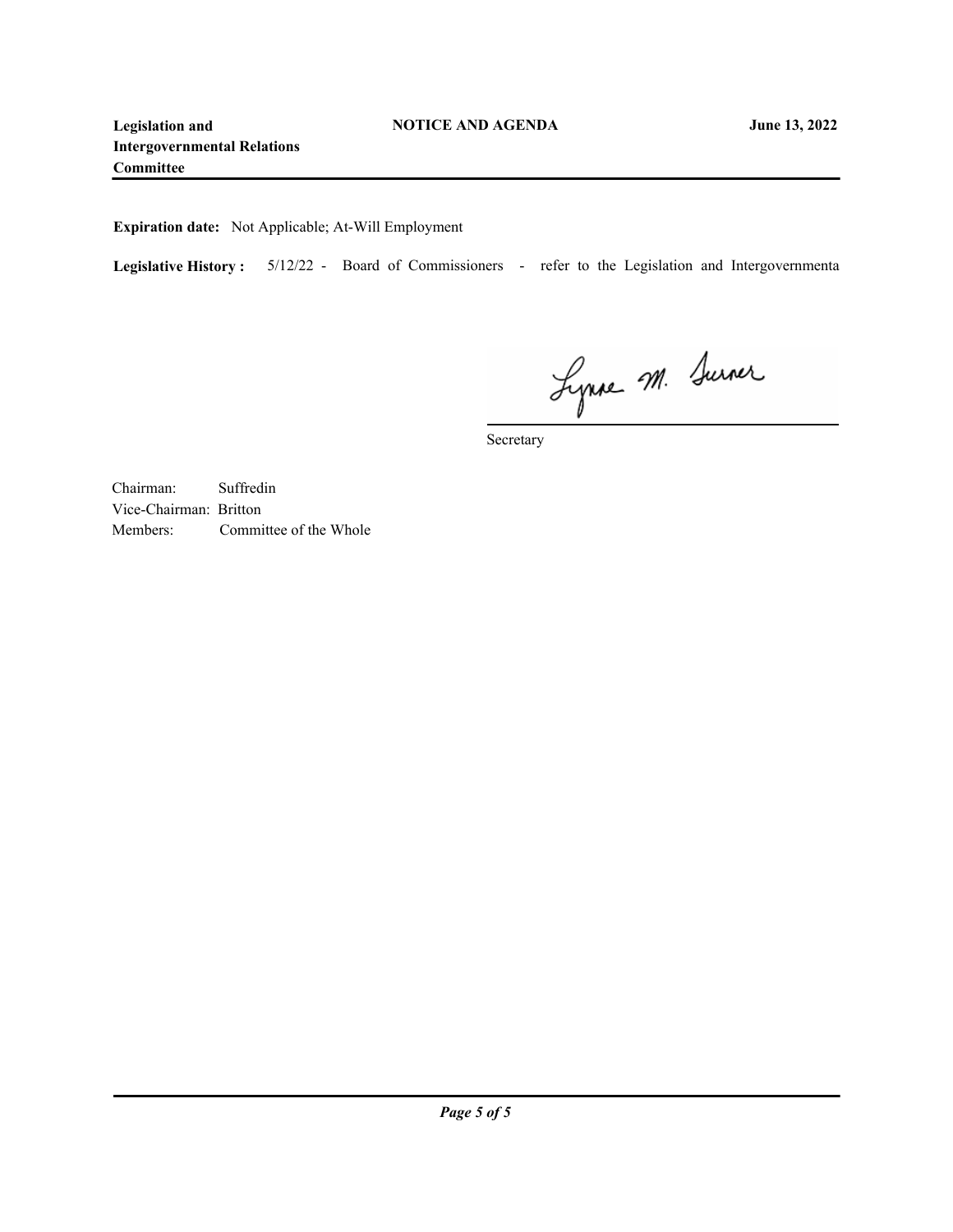**Expiration date:** Not Applicable; At-Will Employment

**Legislative History :** 5/12/22 - Board of Commissioners - refer to the Legislation and Intergovernmenta

Lynne M. Turner

Secretary

Chairman: Suffredin
Vice-Chairman: Britton
Members: Committee of the Whole